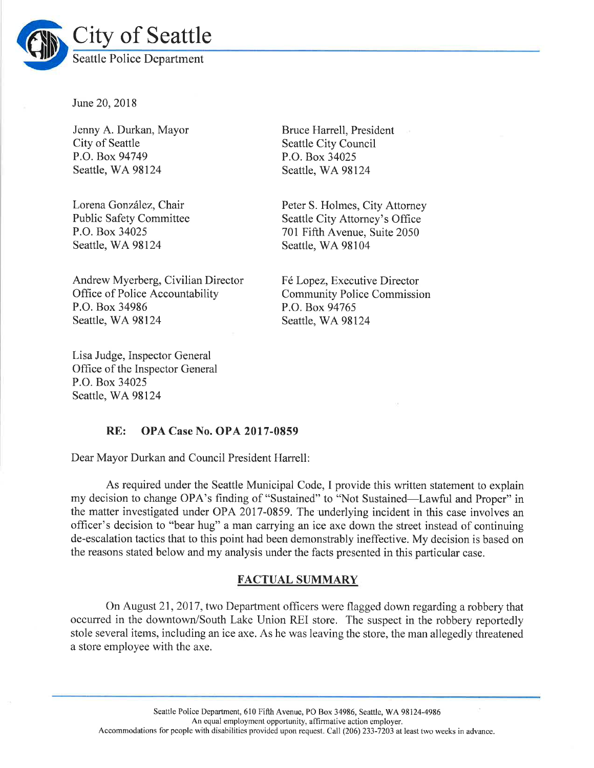City of Seattle

Seattle Police Department

June 20, 2018

Jenny A. Durkan, Mayor
City of Seattle
P.O. Box 94749
Seattle, WA 98124

Bruce Harrell, President
Seattle City Council
P.O. Box 34025
Seattle, WA 98124

Lorena González, Chair
Public Safety Committee
P.O. Box 34025
Seattle, WA 98124

Peter S. Holmes, City Attorney
Seattle City Attorney's Office
701 Fifth Avenue, Suite 2050
Seattle, WA 98104

Andrew Myerberg, Civilian Director
Office of Police Accountability
P.O. Box 34986
Seattle, WA 98124

Fé Lopez, Executive Director
Community Police Commission
P.O. Box 94765
Seattle, WA 98124

Lisa Judge, Inspector General
Office of the Inspector General
P.O. Box 34025
Seattle, WA 98124

**RE: OPA Case No. OPA 2017-0859**

Dear Mayor Durkan and Council President Harrell:

As required under the Seattle Municipal Code, I provide this written statement to explain my decision to change OPA's finding of "Sustained" to "Not Sustained—Lawful and Proper" in the matter investigated under OPA 2017-0859. The underlying incident in this case involves an officer's decision to "bear hug" a man carrying an ice axe down the street instead of continuing de-escalation tactics that to this point had been demonstrably ineffective. My decision is based on the reasons stated below and my analysis under the facts presented in this particular case.

## FACTUAL SUMMARY

On August 21, 2017, two Department officers were flagged down regarding a robbery that occurred in the downtown/South Lake Union REI store. The suspect in the robbery reportedly stole several items, including an ice axe. As he was leaving the store, the man allegedly threatened a store employee with the axe.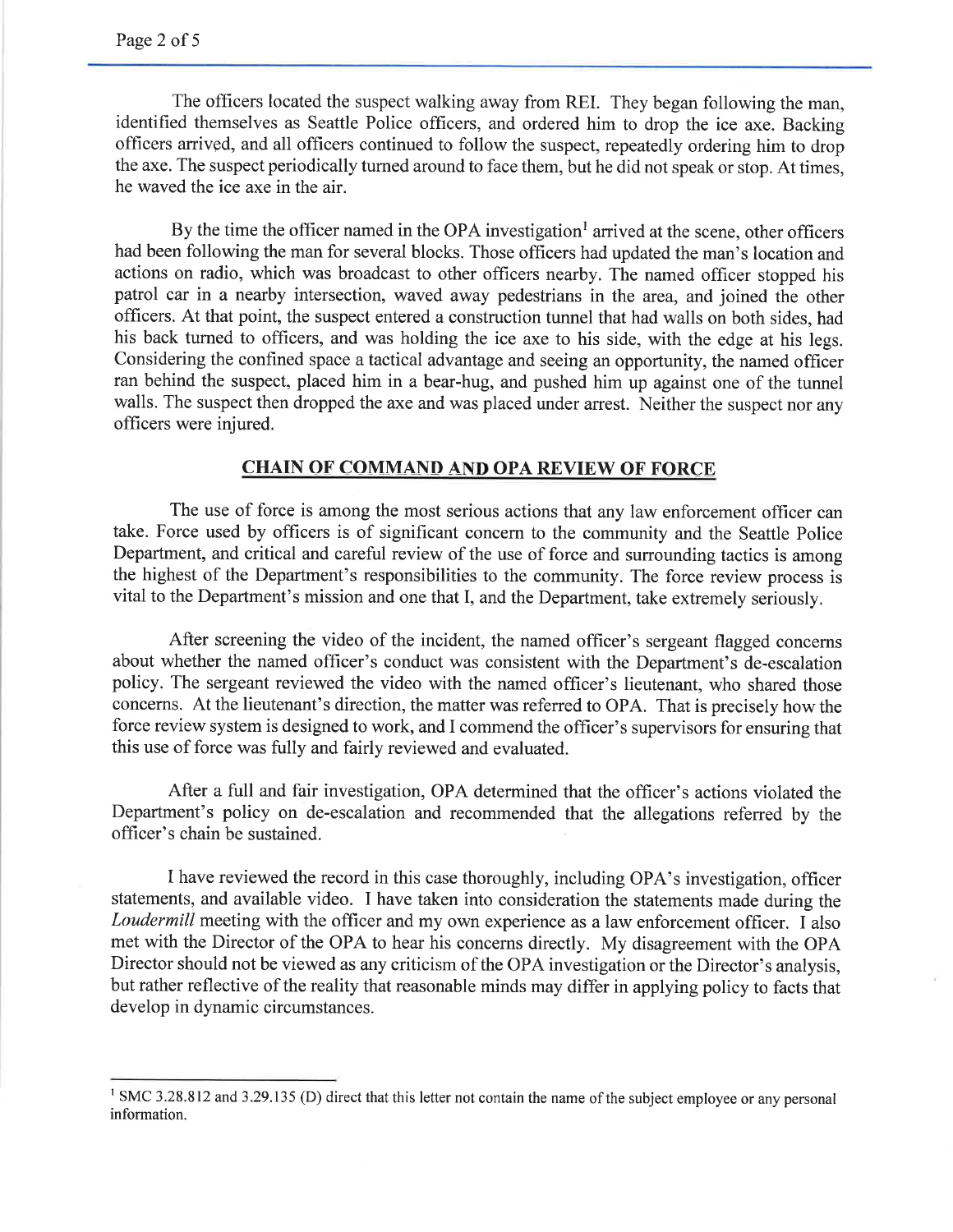The officers located the suspect walking away from REI. They began following the man, identified themselves as Seattle Police officers, and ordered him to drop the ice axe. Backing officers arrived, and all officers continued to follow the suspect, repeatedly ordering him to drop the axe. The suspect periodically turned around to face them, but he did not speak or stop. At times, he waved the ice axe in the air.

By the time the officer named in the OPA investigation[1] arrived at the scene, other officers had been following the man for several blocks. Those officers had updated the man's location and actions on radio, which was broadcast to other officers nearby. The named officer stopped his patrol car in a nearby intersection, waved away pedestrians in the area, and joined the other officers. At that point, the suspect entered a construction tunnel that had walls on both sides, had his back turned to officers, and was holding the ice axe to his side, with the edge at his legs. Considering the confined space a tactical advantage and seeing an opportunity, the named officer ran behind the suspect, placed him in a bear-hug, and pushed him up against one of the tunnel walls. The suspect then dropped the axe and was placed under arrest. Neither the suspect nor any officers were injured.

## CHAIN OF COMMAND AND OPA REVIEW OF FORCE

The use of force is among the most serious actions that any law enforcement officer can take. Force used by officers is of significant concern to the community and the Seattle Police Department, and critical and careful review of the use of force and surrounding tactics is among the highest of the Department's responsibilities to the community. The force review process is vital to the Department's mission and one that I, and the Department, take extremely seriously.

After screening the video of the incident, the named officer's sergeant flagged concerns about whether the named officer's conduct was consistent with the Department's de-escalation policy. The sergeant reviewed the video with the named officer's lieutenant, who shared those concerns. At the lieutenant's direction, the matter was referred to OPA. That is precisely how the force review system is designed to work, and I commend the officer's supervisors for ensuring that this use of force was fully and fairly reviewed and evaluated.

After a full and fair investigation, OPA determined that the officer's actions violated the Department's policy on de-escalation and recommended that the allegations referred by the officer's chain be sustained.

I have reviewed the record in this case thoroughly, including OPA's investigation, officer statements, and available video. I have taken into consideration the statements made during the *Loudermill* meeting with the officer and my own experience as a law enforcement officer. I also met with the Director of the OPA to hear his concerns directly. My disagreement with the OPA Director should not be viewed as any criticism of the OPA investigation or the Director's analysis, but rather reflective of the reality that reasonable minds may differ in applying policy to facts that develop in dynamic circumstances.

[1] SMC 3.28.812 and 3.29.135 (D) direct that this letter not contain the name of the subject employee or any personal information.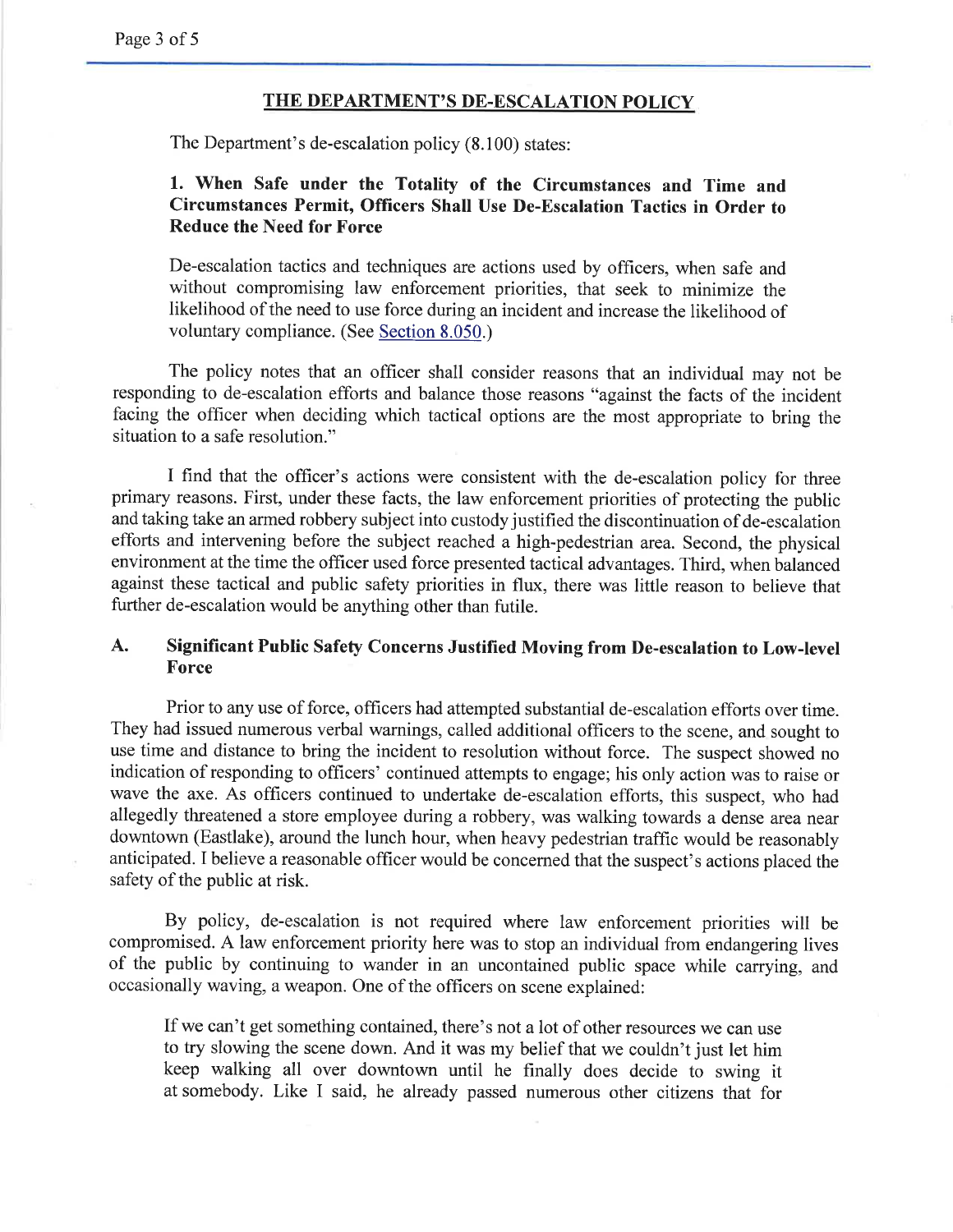## THE DEPARTMENT'S DE-ESCALATION POLICY

The Department's de-escalation policy (8.100) states:

> **1. When Safe under the Totality of the Circumstances and Time and Circumstances Permit, Officers Shall Use De-Escalation Tactics in Order to Reduce the Need for Force**
>
> De-escalation tactics and techniques are actions used by officers, when safe and without compromising law enforcement priorities, that seek to minimize the likelihood of the need to use force during an incident and increase the likelihood of voluntary compliance. (See Section 8.050.)

The policy notes that an officer shall consider reasons that an individual may not be responding to de-escalation efforts and balance those reasons "against the facts of the incident facing the officer when deciding which tactical options are the most appropriate to bring the situation to a safe resolution."

I find that the officer's actions were consistent with the de-escalation policy for three primary reasons. First, under these facts, the law enforcement priorities of protecting the public and taking take an armed robbery subject into custody justified the discontinuation of de-escalation efforts and intervening before the subject reached a high-pedestrian area. Second, the physical environment at the time the officer used force presented tactical advantages. Third, when balanced against these tactical and public safety priorities in flux, there was little reason to believe that further de-escalation would be anything other than futile.

### A. Significant Public Safety Concerns Justified Moving from De-escalation to Low-level Force

Prior to any use of force, officers had attempted substantial de-escalation efforts over time. They had issued numerous verbal warnings, called additional officers to the scene, and sought to use time and distance to bring the incident to resolution without force. The suspect showed no indication of responding to officers' continued attempts to engage; his only action was to raise or wave the axe. As officers continued to undertake de-escalation efforts, this suspect, who had allegedly threatened a store employee during a robbery, was walking towards a dense area near downtown (Eastlake), around the lunch hour, when heavy pedestrian traffic would be reasonably anticipated. I believe a reasonable officer would be concerned that the suspect's actions placed the safety of the public at risk.

By policy, de-escalation is not required where law enforcement priorities will be compromised. A law enforcement priority here was to stop an individual from endangering lives of the public by continuing to wander in an uncontained public space while carrying, and occasionally waving, a weapon. One of the officers on scene explained:

> If we can't get something contained, there's not a lot of other resources we can use to try slowing the scene down. And it was my belief that we couldn't just let him keep walking all over downtown until he finally does decide to swing it at somebody. Like I said, he already passed numerous other citizens that for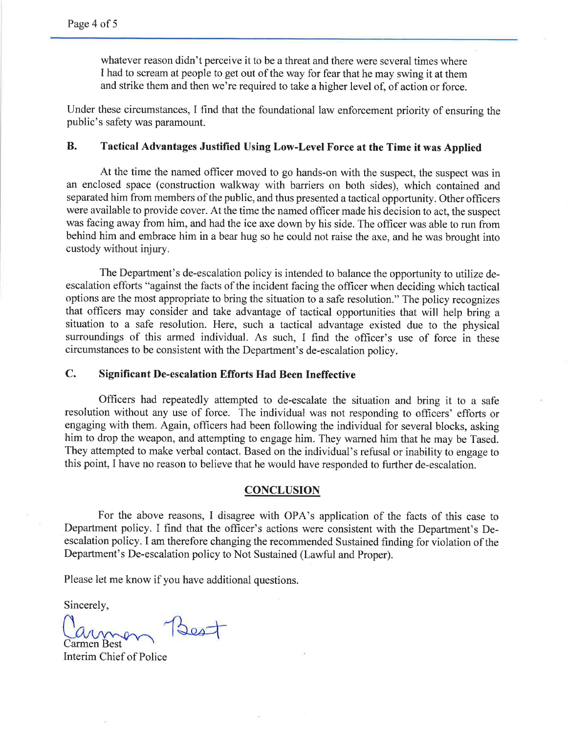> whatever reason didn't perceive it to be a threat and there were several times where I had to scream at people to get out of the way for fear that he may swing it at them and strike them and then we're required to take a higher level of, of action or force.

Under these circumstances, I find that the foundational law enforcement priority of ensuring the public's safety was paramount.

### B. Tactical Advantages Justified Using Low-Level Force at the Time it was Applied

At the time the named officer moved to go hands-on with the suspect, the suspect was in an enclosed space (construction walkway with barriers on both sides), which contained and separated him from members of the public, and thus presented a tactical opportunity. Other officers were available to provide cover. At the time the named officer made his decision to act, the suspect was facing away from him, and had the ice axe down by his side. The officer was able to run from behind him and embrace him in a bear hug so he could not raise the axe, and he was brought into custody without injury.

The Department's de-escalation policy is intended to balance the opportunity to utilize de-escalation efforts "against the facts of the incident facing the officer when deciding which tactical options are the most appropriate to bring the situation to a safe resolution." The policy recognizes that officers may consider and take advantage of tactical opportunities that will help bring a situation to a safe resolution. Here, such a tactical advantage existed due to the physical surroundings of this armed individual. As such, I find the officer's use of force in these circumstances to be consistent with the Department's de-escalation policy.

### C. Significant De-escalation Efforts Had Been Ineffective

Officers had repeatedly attempted to de-escalate the situation and bring it to a safe resolution without any use of force. The individual was not responding to officers' efforts or engaging with them. Again, officers had been following the individual for several blocks, asking him to drop the weapon, and attempting to engage him. They warned him that he may be Tased. They attempted to make verbal contact. Based on the individual's refusal or inability to engage to this point, I have no reason to believe that he would have responded to further de-escalation.

## CONCLUSION

For the above reasons, I disagree with OPA's application of the facts of this case to Department policy. I find that the officer's actions were consistent with the Department's De-escalation policy. I am therefore changing the recommended Sustained finding for violation of the Department's De-escalation policy to Not Sustained (Lawful and Proper).

Please let me know if you have additional questions.

Sincerely,

Carmen Best

Carmen Best
Interim Chief of Police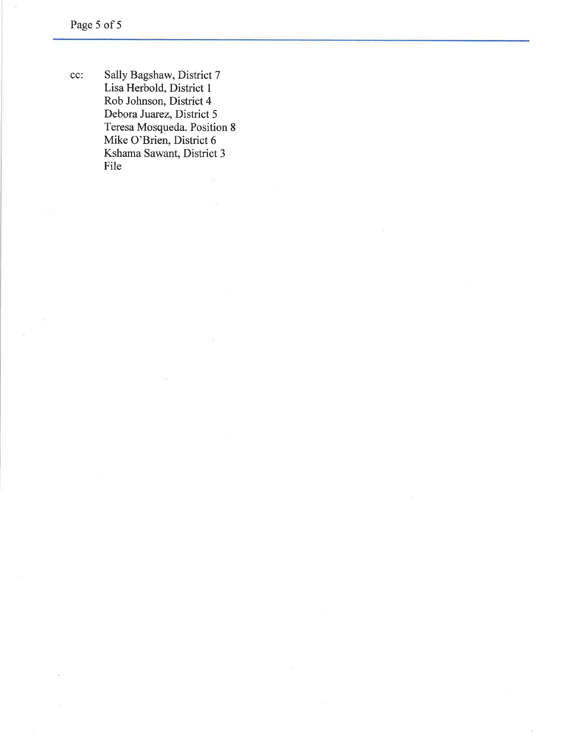cc: Sally Bagshaw, District 7
Lisa Herbold, District 1
Rob Johnson, District 4
Debora Juarez, District 5
Teresa Mosqueda. Position 8
Mike O'Brien, District 6
Kshama Sawant, District 3
File